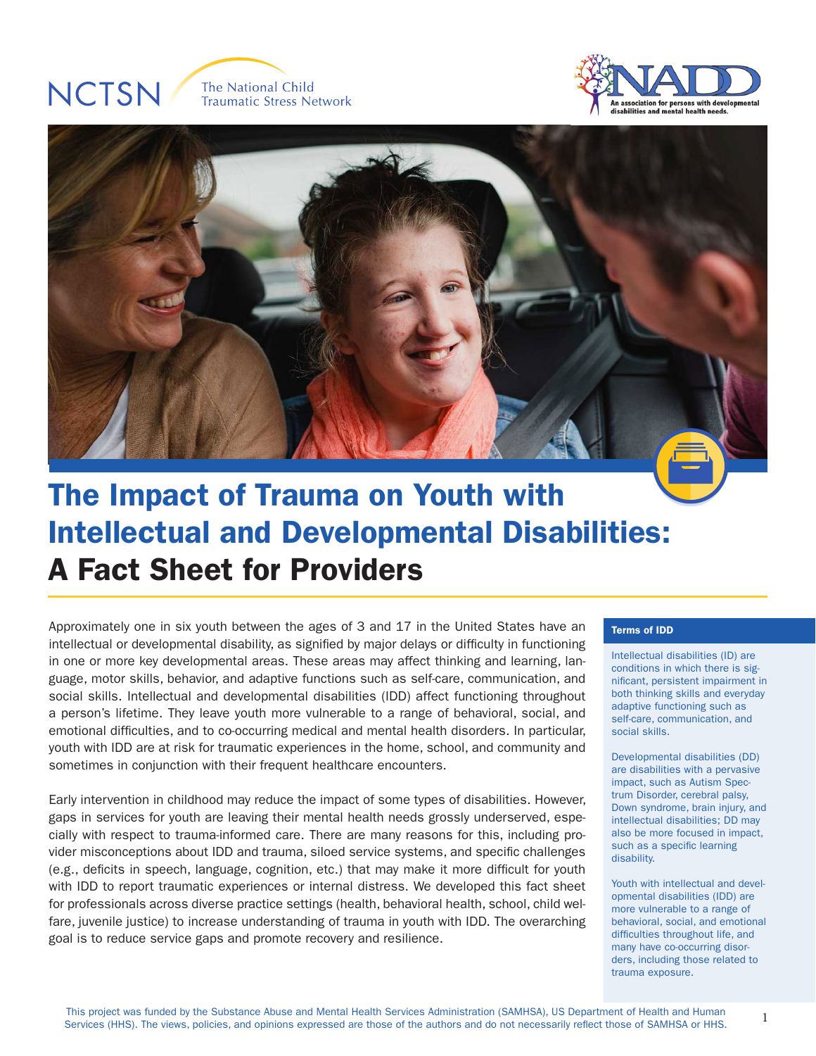NCTSN The National Child Traumatic Stress Network

NADD An association for persons with developmental disabilities and mental health needs.

# The Impact of Trauma on Youth with Intellectual and Developmental Disabilities: A Fact Sheet for Providers

Approximately one in six youth between the ages of 3 and 17 in the United States have an intellectual or developmental disability, as signified by major delays or difficulty in functioning in one or more key developmental areas. These areas may affect thinking and learning, language, motor skills, behavior, and adaptive functions such as self-care, communication, and social skills. Intellectual and developmental disabilities (IDD) affect functioning throughout a person's lifetime. They leave youth more vulnerable to a range of behavioral, social, and emotional difficulties, and to co-occurring medical and mental health disorders. In particular, youth with IDD are at risk for traumatic experiences in the home, school, and community and sometimes in conjunction with their frequent healthcare encounters.

Early intervention in childhood may reduce the impact of some types of disabilities. However, gaps in services for youth are leaving their mental health needs grossly underserved, especially with respect to trauma-informed care. There are many reasons for this, including provider misconceptions about IDD and trauma, siloed service systems, and specific challenges (e.g., deficits in speech, language, cognition, etc.) that may make it more difficult for youth with IDD to report traumatic experiences or internal distress. We developed this fact sheet for professionals across diverse practice settings (health, behavioral health, school, child welfare, juvenile justice) to increase understanding of trauma in youth with IDD. The overarching goal is to reduce service gaps and promote recovery and resilience.

### Terms of IDD

Intellectual disabilities (ID) are conditions in which there is significant, persistent impairment in both thinking skills and everyday adaptive functioning such as self-care, communication, and social skills.

Developmental disabilities (DD) are disabilities with a pervasive impact, such as Autism Spectrum Disorder, cerebral palsy, Down syndrome, brain injury, and intellectual disabilities; DD may also be more focused in impact, such as a specific learning disability.

Youth with intellectual and developmental disabilities (IDD) are more vulnerable to a range of behavioral, social, and emotional difficulties throughout life, and many have co-occurring disorders, including those related to trauma exposure.

This project was funded by the Substance Abuse and Mental Health Services Administration (SAMHSA), US Department of Health and Human Services (HHS). The views, policies, and opinions expressed are those of the authors and do not necessarily reflect those of SAMHSA or HHS.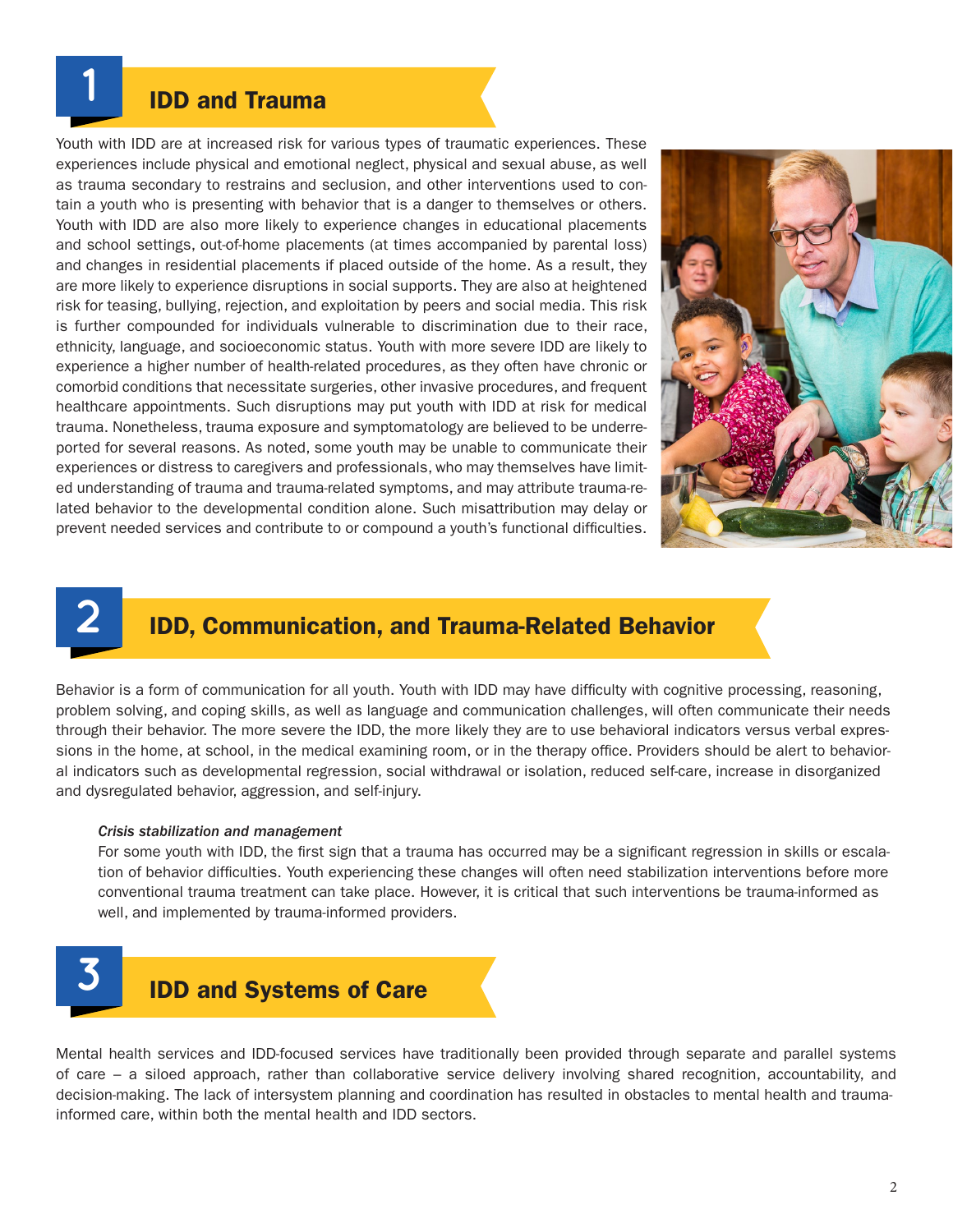## 1 IDD and Trauma

Youth with IDD are at increased risk for various types of traumatic experiences. These experiences include physical and emotional neglect, physical and sexual abuse, as well as trauma secondary to restrains and seclusion, and other interventions used to contain a youth who is presenting with behavior that is a danger to themselves or others. Youth with IDD are also more likely to experience changes in educational placements and school settings, out-of-home placements (at times accompanied by parental loss) and changes in residential placements if placed outside of the home. As a result, they are more likely to experience disruptions in social supports. They are also at heightened risk for teasing, bullying, rejection, and exploitation by peers and social media. This risk is further compounded for individuals vulnerable to discrimination due to their race, ethnicity, language, and socioeconomic status. Youth with more severe IDD are likely to experience a higher number of health-related procedures, as they often have chronic or comorbid conditions that necessitate surgeries, other invasive procedures, and frequent healthcare appointments. Such disruptions may put youth with IDD at risk for medical trauma. Nonetheless, trauma exposure and symptomatology are believed to be underreported for several reasons. As noted, some youth may be unable to communicate their experiences or distress to caregivers and professionals, who may themselves have limited understanding of trauma and trauma-related symptoms, and may attribute trauma-related behavior to the developmental condition alone. Such misattribution may delay or prevent needed services and contribute to or compound a youth's functional difficulties.

## 2 IDD, Communication, and Trauma-Related Behavior

Behavior is a form of communication for all youth. Youth with IDD may have difficulty with cognitive processing, reasoning, problem solving, and coping skills, as well as language and communication challenges, will often communicate their needs through their behavior. The more severe the IDD, the more likely they are to use behavioral indicators versus verbal expressions in the home, at school, in the medical examining room, or in the therapy office. Providers should be alert to behavioral indicators such as developmental regression, social withdrawal or isolation, reduced self-care, increase in disorganized and dysregulated behavior, aggression, and self-injury.

*Crisis stabilization and management*

For some youth with IDD, the first sign that a trauma has occurred may be a significant regression in skills or escalation of behavior difficulties. Youth experiencing these changes will often need stabilization interventions before more conventional trauma treatment can take place. However, it is critical that such interventions be trauma-informed as well, and implemented by trauma-informed providers.

## 3 IDD and Systems of Care

Mental health services and IDD-focused services have traditionally been provided through separate and parallel systems of care – a siloed approach, rather than collaborative service delivery involving shared recognition, accountability, and decision-making. The lack of intersystem planning and coordination has resulted in obstacles to mental health and trauma-informed care, within both the mental health and IDD sectors.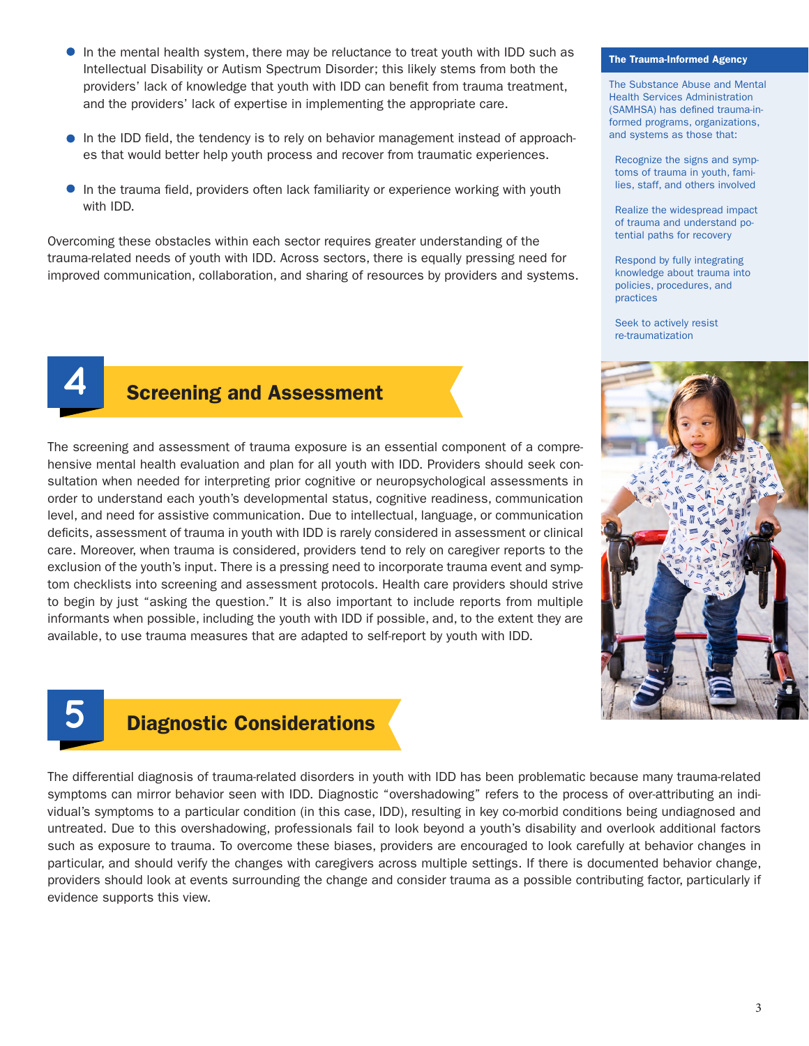- In the mental health system, there may be reluctance to treat youth with IDD such as Intellectual Disability or Autism Spectrum Disorder; this likely stems from both the providers' lack of knowledge that youth with IDD can benefit from trauma treatment, and the providers' lack of expertise in implementing the appropriate care.
- In the IDD field, the tendency is to rely on behavior management instead of approaches that would better help youth process and recover from traumatic experiences.
- In the trauma field, providers often lack familiarity or experience working with youth with IDD.

Overcoming these obstacles within each sector requires greater understanding of the trauma-related needs of youth with IDD. Across sectors, there is equally pressing need for improved communication, collaboration, and sharing of resources by providers and systems.

**The Trauma-Informed Agency**

The Substance Abuse and Mental Health Services Administration (SAMHSA) has defined trauma-informed programs, organizations, and systems as those that:

- Recognize the signs and symptoms of trauma in youth, families, staff, and others involved
- Realize the widespread impact of trauma and understand potential paths for recovery
- Respond by fully integrating knowledge about trauma into policies, procedures, and practices
- Seek to actively resist re-traumatization

## 4 Screening and Assessment

The screening and assessment of trauma exposure is an essential component of a comprehensive mental health evaluation and plan for all youth with IDD. Providers should seek consultation when needed for interpreting prior cognitive or neuropsychological assessments in order to understand each youth's developmental status, cognitive readiness, communication level, and need for assistive communication. Due to intellectual, language, or communication deficits, assessment of trauma in youth with IDD is rarely considered in assessment or clinical care. Moreover, when trauma is considered, providers tend to rely on caregiver reports to the exclusion of the youth's input. There is a pressing need to incorporate trauma event and symptom checklists into screening and assessment protocols. Health care providers should strive to begin by just "asking the question." It is also important to include reports from multiple informants when possible, including the youth with IDD if possible, and, to the extent they are available, to use trauma measures that are adapted to self-report by youth with IDD.

## 5 Diagnostic Considerations

The differential diagnosis of trauma-related disorders in youth with IDD has been problematic because many trauma-related symptoms can mirror behavior seen with IDD. Diagnostic "overshadowing" refers to the process of over-attributing an individual's symptoms to a particular condition (in this case, IDD), resulting in key co-morbid conditions being undiagnosed and untreated. Due to this overshadowing, professionals fail to look beyond a youth's disability and overlook additional factors such as exposure to trauma. To overcome these biases, providers are encouraged to look carefully at behavior changes in particular, and should verify the changes with caregivers across multiple settings. If there is documented behavior change, providers should look at events surrounding the change and consider trauma as a possible contributing factor, particularly if evidence supports this view.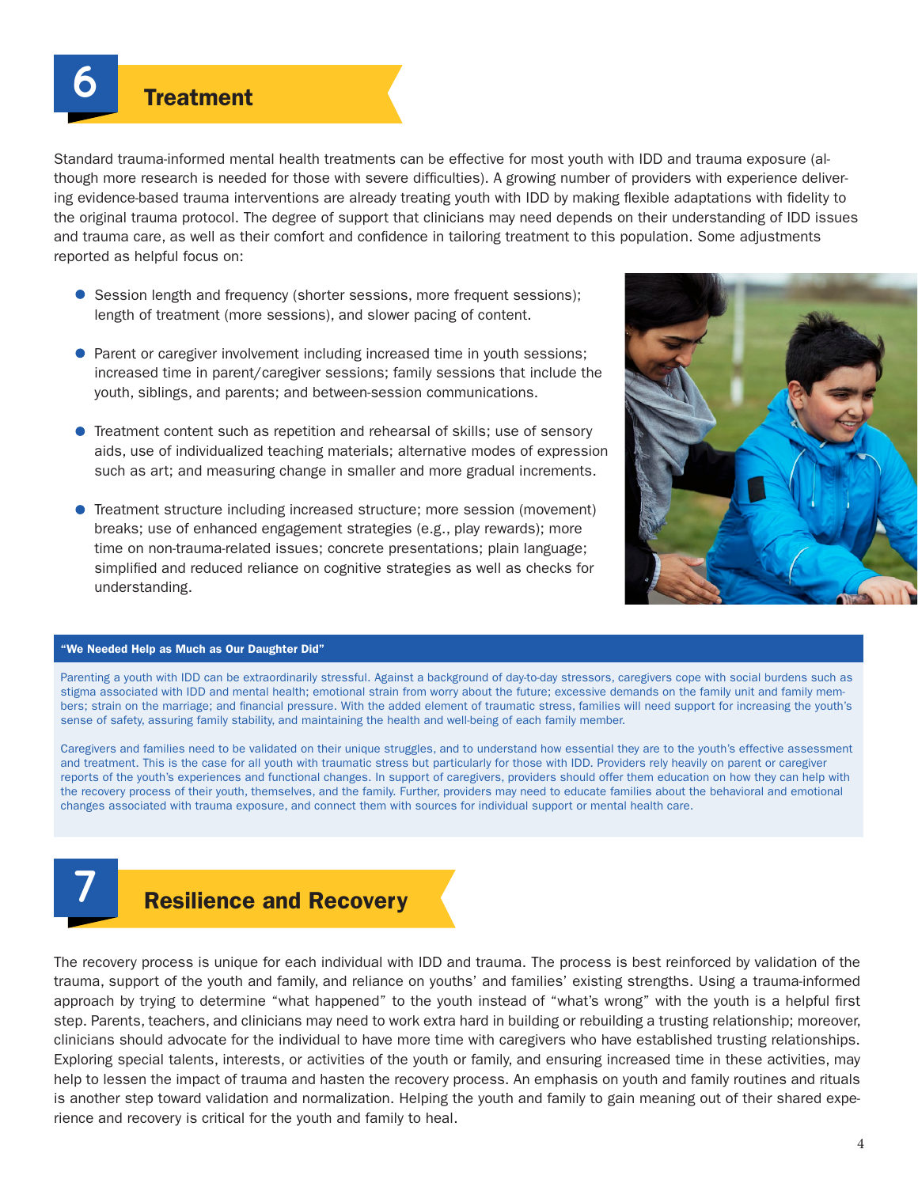## 6 Treatment

Standard trauma-informed mental health treatments can be effective for most youth with IDD and trauma exposure (although more research is needed for those with severe difficulties). A growing number of providers with experience delivering evidence-based trauma interventions are already treating youth with IDD by making flexible adaptations with fidelity to the original trauma protocol. The degree of support that clinicians may need depends on their understanding of IDD issues and trauma care, as well as their comfort and confidence in tailoring treatment to this population. Some adjustments reported as helpful focus on:

- Session length and frequency (shorter sessions, more frequent sessions); length of treatment (more sessions), and slower pacing of content.
- Parent or caregiver involvement including increased time in youth sessions; increased time in parent/caregiver sessions; family sessions that include the youth, siblings, and parents; and between-session communications.
- Treatment content such as repetition and rehearsal of skills; use of sensory aids, use of individualized teaching materials; alternative modes of expression such as art; and measuring change in smaller and more gradual increments.
- Treatment structure including increased structure; more session (movement) breaks; use of enhanced engagement strategies (e.g., play rewards); more time on non-trauma-related issues; concrete presentations; plain language; simplified and reduced reliance on cognitive strategies as well as checks for understanding.

**"We Needed Help as Much as Our Daughter Did"**

Parenting a youth with IDD can be extraordinarily stressful. Against a background of day-to-day stressors, caregivers cope with social burdens such as stigma associated with IDD and mental health; emotional strain from worry about the future; excessive demands on the family unit and family members; strain on the marriage; and financial pressure. With the added element of traumatic stress, families will need support for increasing the youth's sense of safety, assuring family stability, and maintaining the health and well-being of each family member.

Caregivers and families need to be validated on their unique struggles, and to understand how essential they are to the youth's effective assessment and treatment. This is the case for all youth with traumatic stress but particularly for those with IDD. Providers rely heavily on parent or caregiver reports of the youth's experiences and functional changes. In support of caregivers, providers should offer them education on how they can help with the recovery process of their youth, themselves, and the family. Further, providers may need to educate families about the behavioral and emotional changes associated with trauma exposure, and connect them with sources for individual support or mental health care.

## 7 Resilience and Recovery

The recovery process is unique for each individual with IDD and trauma. The process is best reinforced by validation of the trauma, support of the youth and family, and reliance on youths' and families' existing strengths. Using a trauma-informed approach by trying to determine "what happened" to the youth instead of "what's wrong" with the youth is a helpful first step. Parents, teachers, and clinicians may need to work extra hard in building or rebuilding a trusting relationship; moreover, clinicians should advocate for the individual to have more time with caregivers who have established trusting relationships. Exploring special talents, interests, or activities of the youth or family, and ensuring increased time in these activities, may help to lessen the impact of trauma and hasten the recovery process. An emphasis on youth and family routines and rituals is another step toward validation and normalization. Helping the youth and family to gain meaning out of their shared experience and recovery is critical for the youth and family to heal.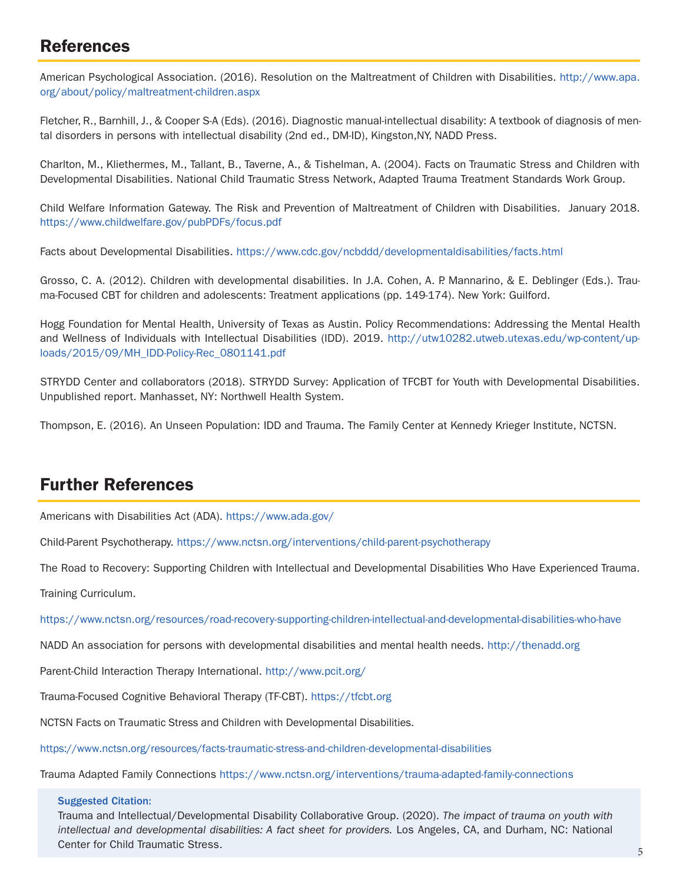## References

American Psychological Association. (2016). Resolution on the Maltreatment of Children with Disabilities. http://www.apa.org/about/policy/maltreatment-children.aspx

Fletcher, R., Barnhill, J., & Cooper S-A (Eds). (2016). Diagnostic manual-intellectual disability: A textbook of diagnosis of mental disorders in persons with intellectual disability (2nd ed., DM-ID), Kingston,NY, NADD Press.

Charlton, M., Kliethermes, M., Tallant, B., Taverne, A., & Tishelman, A. (2004). Facts on Traumatic Stress and Children with Developmental Disabilities. National Child Traumatic Stress Network, Adapted Trauma Treatment Standards Work Group.

Child Welfare Information Gateway. The Risk and Prevention of Maltreatment of Children with Disabilities. January 2018. https://www.childwelfare.gov/pubPDFs/focus.pdf

Facts about Developmental Disabilities. https://www.cdc.gov/ncbddd/developmentaldisabilities/facts.html

Grosso, C. A. (2012). Children with developmental disabilities. In J.A. Cohen, A. P. Mannarino, & E. Deblinger (Eds.). Trauma-Focused CBT for children and adolescents: Treatment applications (pp. 149-174). New York: Guilford.

Hogg Foundation for Mental Health, University of Texas as Austin. Policy Recommendations: Addressing the Mental Health and Wellness of Individuals with Intellectual Disabilities (IDD). 2019. http://utw10282.utweb.utexas.edu/wp-content/uploads/2015/09/MH_IDD-Policy-Rec_0801141.pdf

STRYDD Center and collaborators (2018). STRYDD Survey: Application of TFCBT for Youth with Developmental Disabilities. Unpublished report. Manhasset, NY: Northwell Health System.

Thompson, E. (2016). An Unseen Population: IDD and Trauma. The Family Center at Kennedy Krieger Institute, NCTSN.

## Further References

Americans with Disabilities Act (ADA). https://www.ada.gov/

Child-Parent Psychotherapy. https://www.nctsn.org/interventions/child-parent-psychotherapy

The Road to Recovery: Supporting Children with Intellectual and Developmental Disabilities Who Have Experienced Trauma.

Training Curriculum.

https://www.nctsn.org/resources/road-recovery-supporting-children-intellectual-and-developmental-disabilities-who-have

NADD An association for persons with developmental disabilities and mental health needs. http://thenadd.org

Parent-Child Interaction Therapy International. http://www.pcit.org/

Trauma-Focused Cognitive Behavioral Therapy (TF-CBT). https://tfcbt.org

NCTSN Facts on Traumatic Stress and Children with Developmental Disabilities.

https://www.nctsn.org/resources/facts-traumatic-stress-and-children-developmental-disabilities

Trauma Adapted Family Connections https://www.nctsn.org/interventions/trauma-adapted-family-connections

**Suggested Citation:**

Trauma and Intellectual/Developmental Disability Collaborative Group. (2020). *The impact of trauma on youth with intellectual and developmental disabilities: A fact sheet for providers.* Los Angeles, CA, and Durham, NC: National Center for Child Traumatic Stress.